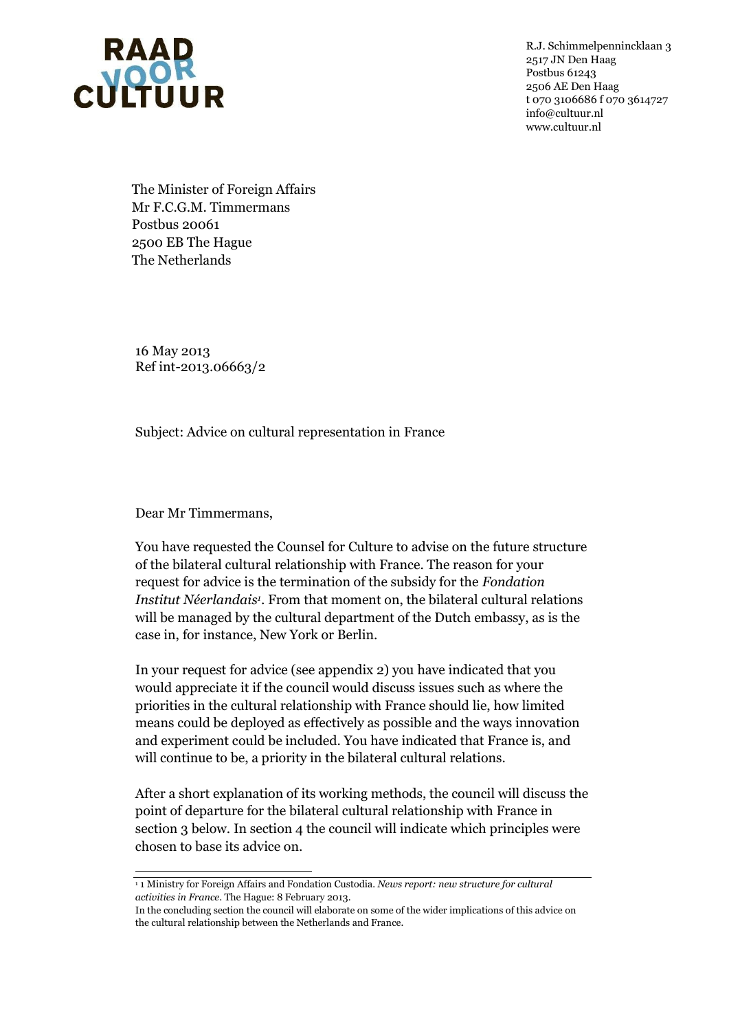**RAAD VOOR CULTUUR**

R.J. Schimmelpennincklaan 3
2517 JN Den Haag
Postbus 61243
2506 AE Den Haag
t 070 3106686 f 070 3614727
info@cultuur.nl
www.cultuur.nl

The Minister of Foreign Affairs
Mr F.C.G.M. Timmermans
Postbus 20061
2500 EB The Hague
The Netherlands

16 May 2013
Ref int-2013.06663/2

Subject: Advice on cultural representation in France

Dear Mr Timmermans,

You have requested the Counsel for Culture to advise on the future structure of the bilateral cultural relationship with France. The reason for your request for advice is the termination of the subsidy for the *Fondation Institut Néerlandais*[1]. From that moment on, the bilateral cultural relations will be managed by the cultural department of the Dutch embassy, as is the case in, for instance, New York or Berlin.

In your request for advice (see appendix 2) you have indicated that you would appreciate it if the council would discuss issues such as where the priorities in the cultural relationship with France should lie, how limited means could be deployed as effectively as possible and the ways innovation and experiment could be included. You have indicated that France is, and will continue to be, a priority in the bilateral cultural relations.

After a short explanation of its working methods, the council will discuss the point of departure for the bilateral cultural relationship with France in section 3 below. In section 4 the council will indicate which principles were chosen to base its advice on.

---

[1] 1 Ministry for Foreign Affairs and Fondation Custodia. *News report: new structure for cultural activities in France*. The Hague: 8 February 2013.
In the concluding section the council will elaborate on some of the wider implications of this advice on the cultural relationship between the Netherlands and France.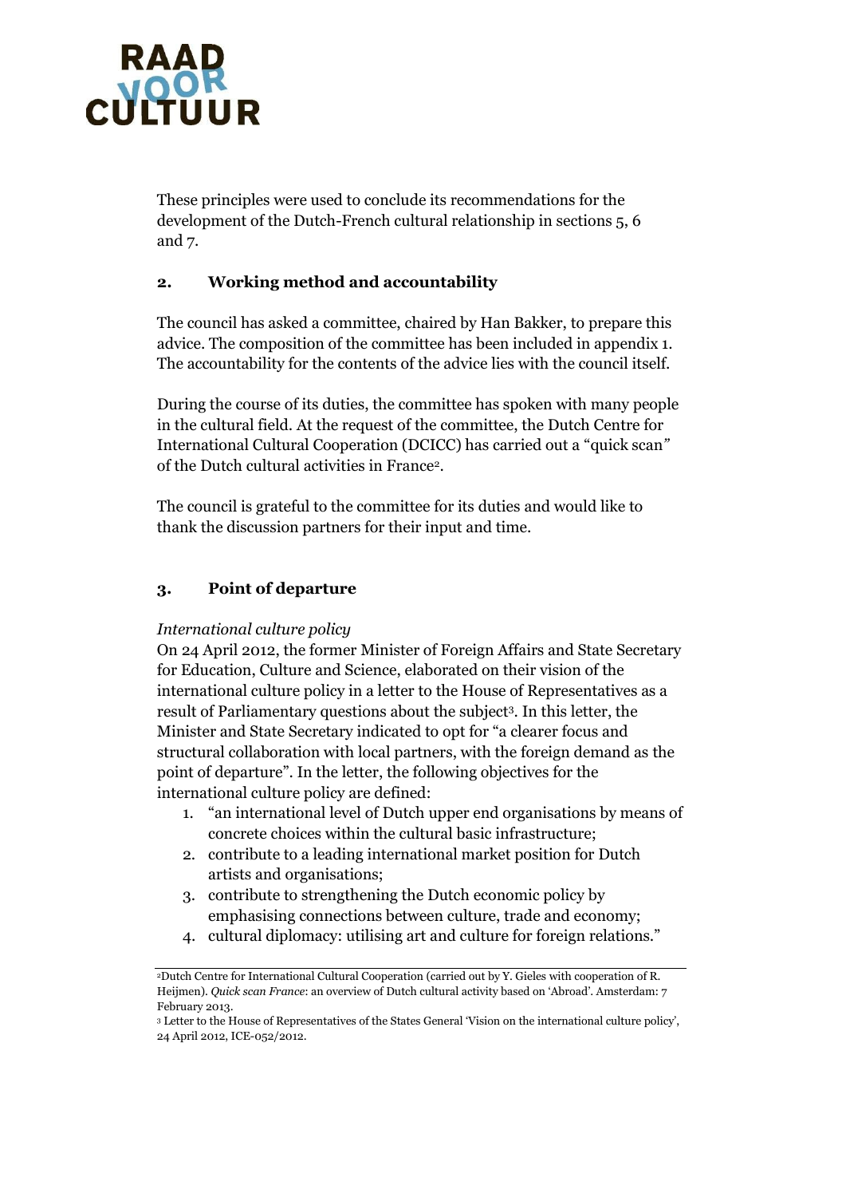These principles were used to conclude its recommendations for the development of the Dutch-French cultural relationship in sections 5, 6 and 7.

## 2. Working method and accountability

The council has asked a committee, chaired by Han Bakker, to prepare this advice. The composition of the committee has been included in appendix 1. The accountability for the contents of the advice lies with the council itself.

During the course of its duties, the committee has spoken with many people in the cultural field. At the request of the committee, the Dutch Centre for International Cultural Cooperation (DCICC) has carried out a "quick scan" of the Dutch cultural activities in France[2].

The council is grateful to the committee for its duties and would like to thank the discussion partners for their input and time.

## 3. Point of departure

*International culture policy*

On 24 April 2012, the former Minister of Foreign Affairs and State Secretary for Education, Culture and Science, elaborated on their vision of the international culture policy in a letter to the House of Representatives as a result of Parliamentary questions about the subject[3]. In this letter, the Minister and State Secretary indicated to opt for "a clearer focus and structural collaboration with local partners, with the foreign demand as the point of departure". In the letter, the following objectives for the international culture policy are defined:

1. "an international level of Dutch upper end organisations by means of concrete choices within the cultural basic infrastructure;
2. contribute to a leading international market position for Dutch artists and organisations;
3. contribute to strengthening the Dutch economic policy by emphasising connections between culture, trade and economy;
4. cultural diplomacy: utilising art and culture for foreign relations."

---

[2] Dutch Centre for International Cultural Cooperation (carried out by Y. Gieles with cooperation of R. Heijmen). *Quick scan France*: an overview of Dutch cultural activity based on 'Abroad'. Amsterdam: 7 February 2013.

[3] Letter to the House of Representatives of the States General 'Vision on the international culture policy', 24 April 2012, ICE-052/2012.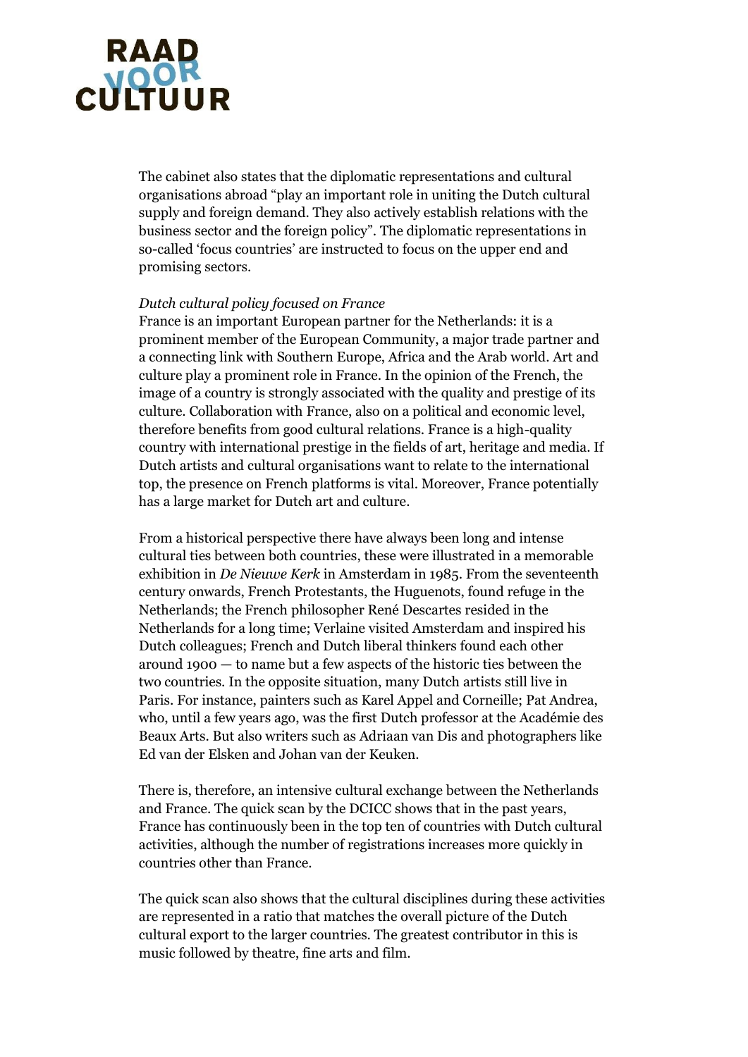The cabinet also states that the diplomatic representations and cultural organisations abroad "play an important role in uniting the Dutch cultural supply and foreign demand. They also actively establish relations with the business sector and the foreign policy". The diplomatic representations in so-called 'focus countries' are instructed to focus on the upper end and promising sectors.

*Dutch cultural policy focused on France*

France is an important European partner for the Netherlands: it is a prominent member of the European Community, a major trade partner and a connecting link with Southern Europe, Africa and the Arab world. Art and culture play a prominent role in France. In the opinion of the French, the image of a country is strongly associated with the quality and prestige of its culture. Collaboration with France, also on a political and economic level, therefore benefits from good cultural relations. France is a high-quality country with international prestige in the fields of art, heritage and media. If Dutch artists and cultural organisations want to relate to the international top, the presence on French platforms is vital. Moreover, France potentially has a large market for Dutch art and culture.

From a historical perspective there have always been long and intense cultural ties between both countries, these were illustrated in a memorable exhibition in *De Nieuwe Kerk* in Amsterdam in 1985. From the seventeenth century onwards, French Protestants, the Huguenots, found refuge in the Netherlands; the French philosopher René Descartes resided in the Netherlands for a long time; Verlaine visited Amsterdam and inspired his Dutch colleagues; French and Dutch liberal thinkers found each other around 1900 — to name but a few aspects of the historic ties between the two countries. In the opposite situation, many Dutch artists still live in Paris. For instance, painters such as Karel Appel and Corneille; Pat Andrea, who, until a few years ago, was the first Dutch professor at the Académie des Beaux Arts. But also writers such as Adriaan van Dis and photographers like Ed van der Elsken and Johan van der Keuken.

There is, therefore, an intensive cultural exchange between the Netherlands and France. The quick scan by the DCICC shows that in the past years, France has continuously been in the top ten of countries with Dutch cultural activities, although the number of registrations increases more quickly in countries other than France.

The quick scan also shows that the cultural disciplines during these activities are represented in a ratio that matches the overall picture of the Dutch cultural export to the larger countries. The greatest contributor in this is music followed by theatre, fine arts and film.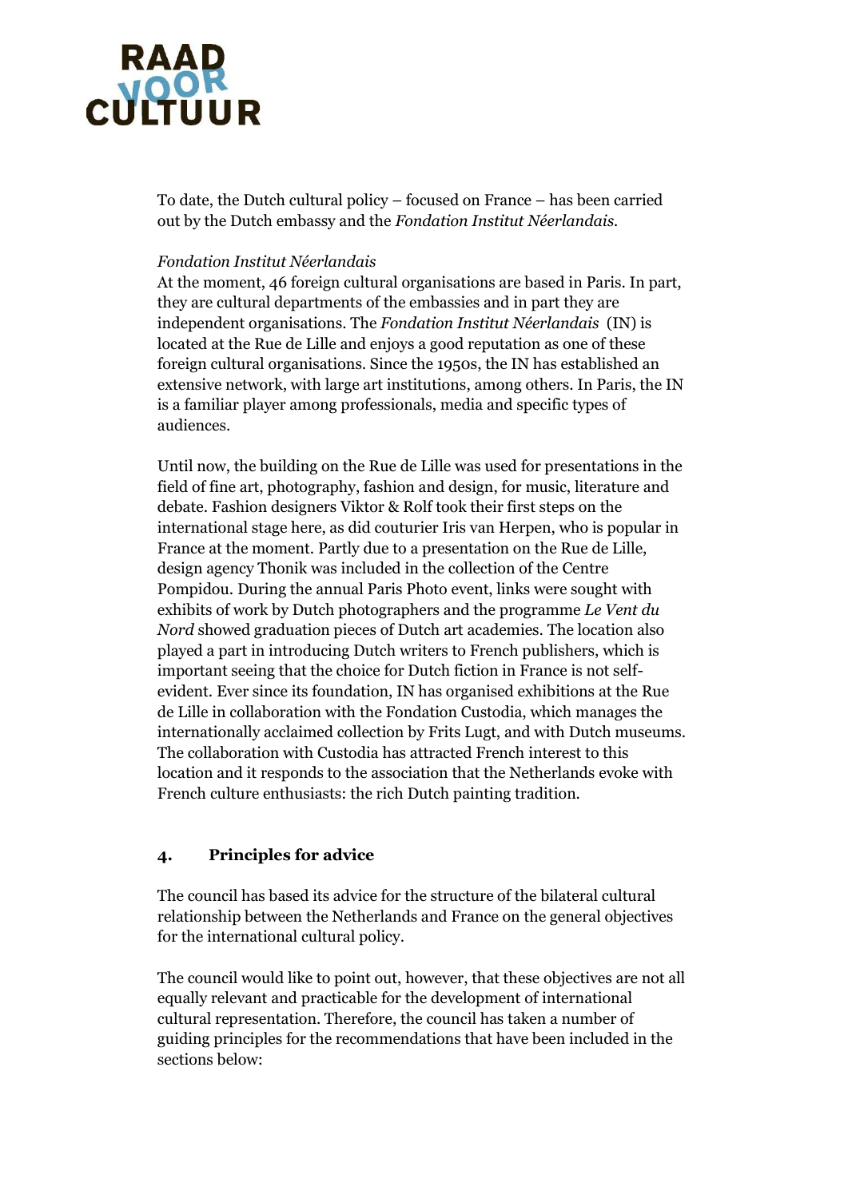To date, the Dutch cultural policy – focused on France – has been carried out by the Dutch embassy and the *Fondation Institut Néerlandais*.

*Fondation Institut Néerlandais*

At the moment, 46 foreign cultural organisations are based in Paris. In part, they are cultural departments of the embassies and in part they are independent organisations. The *Fondation Institut Néerlandais* (IN) is located at the Rue de Lille and enjoys a good reputation as one of these foreign cultural organisations. Since the 1950s, the IN has established an extensive network, with large art institutions, among others. In Paris, the IN is a familiar player among professionals, media and specific types of audiences.

Until now, the building on the Rue de Lille was used for presentations in the field of fine art, photography, fashion and design, for music, literature and debate. Fashion designers Viktor & Rolf took their first steps on the international stage here, as did couturier Iris van Herpen, who is popular in France at the moment. Partly due to a presentation on the Rue de Lille, design agency Thonik was included in the collection of the Centre Pompidou. During the annual Paris Photo event, links were sought with exhibits of work by Dutch photographers and the programme *Le Vent du Nord* showed graduation pieces of Dutch art academies. The location also played a part in introducing Dutch writers to French publishers, which is important seeing that the choice for Dutch fiction in France is not self-evident. Ever since its foundation, IN has organised exhibitions at the Rue de Lille in collaboration with the Fondation Custodia, which manages the internationally acclaimed collection by Frits Lugt, and with Dutch museums. The collaboration with Custodia has attracted French interest to this location and it responds to the association that the Netherlands evoke with French culture enthusiasts: the rich Dutch painting tradition.

## 4. Principles for advice

The council has based its advice for the structure of the bilateral cultural relationship between the Netherlands and France on the general objectives for the international cultural policy.

The council would like to point out, however, that these objectives are not all equally relevant and practicable for the development of international cultural representation. Therefore, the council has taken a number of guiding principles for the recommendations that have been included in the sections below: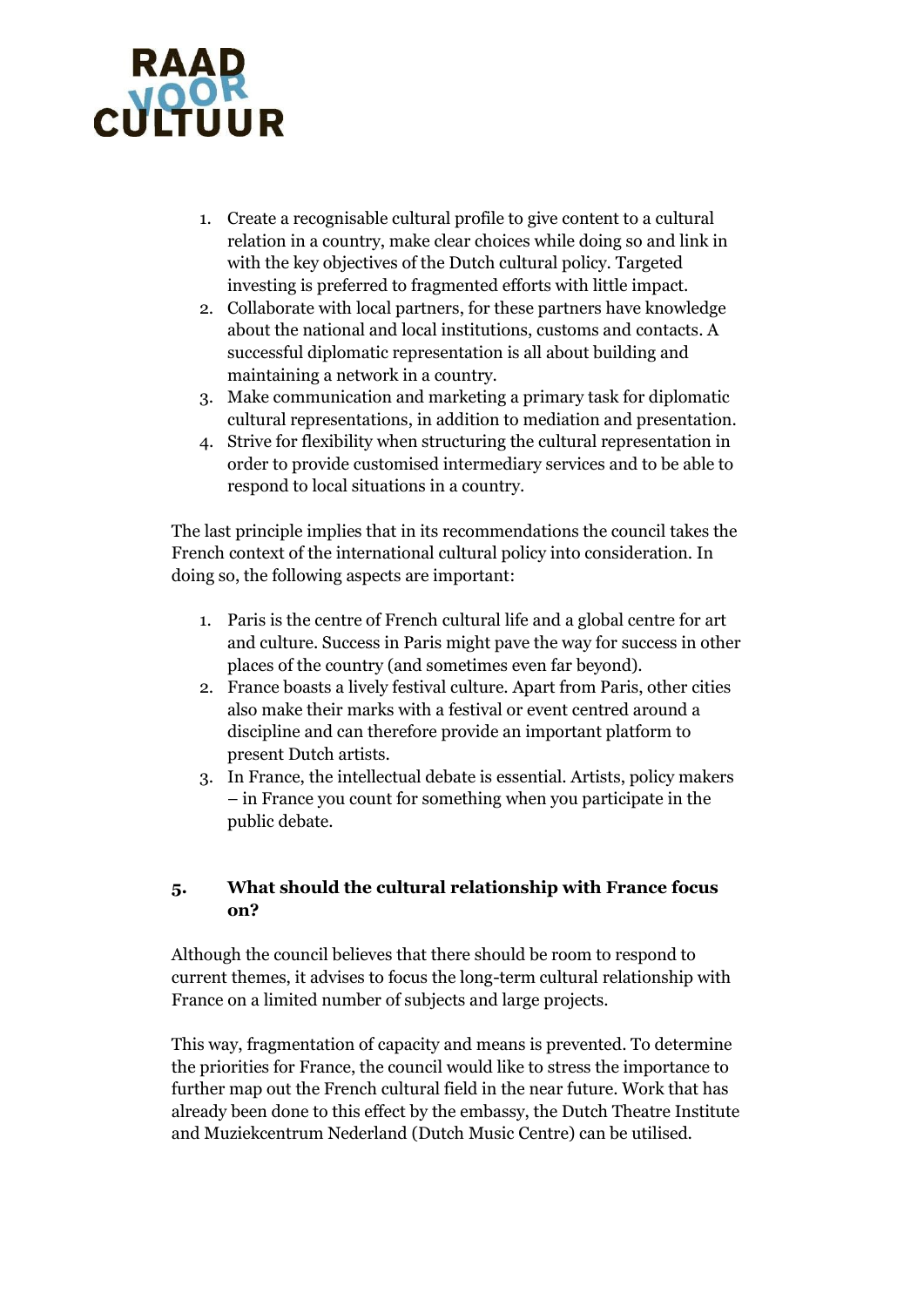1. Create a recognisable cultural profile to give content to a cultural relation in a country, make clear choices while doing so and link in with the key objectives of the Dutch cultural policy. Targeted investing is preferred to fragmented efforts with little impact.
2. Collaborate with local partners, for these partners have knowledge about the national and local institutions, customs and contacts. A successful diplomatic representation is all about building and maintaining a network in a country.
3. Make communication and marketing a primary task for diplomatic cultural representations, in addition to mediation and presentation.
4. Strive for flexibility when structuring the cultural representation in order to provide customised intermediary services and to be able to respond to local situations in a country.

The last principle implies that in its recommendations the council takes the French context of the international cultural policy into consideration. In doing so, the following aspects are important:

1. Paris is the centre of French cultural life and a global centre for art and culture. Success in Paris might pave the way for success in other places of the country (and sometimes even far beyond).
2. France boasts a lively festival culture. Apart from Paris, other cities also make their marks with a festival or event centred around a discipline and can therefore provide an important platform to present Dutch artists.
3. In France, the intellectual debate is essential. Artists, policy makers – in France you count for something when you participate in the public debate.

## 5. What should the cultural relationship with France focus on?

Although the council believes that there should be room to respond to current themes, it advises to focus the long-term cultural relationship with France on a limited number of subjects and large projects.

This way, fragmentation of capacity and means is prevented. To determine the priorities for France, the council would like to stress the importance to further map out the French cultural field in the near future. Work that has already been done to this effect by the embassy, the Dutch Theatre Institute and Muziekcentrum Nederland (Dutch Music Centre) can be utilised.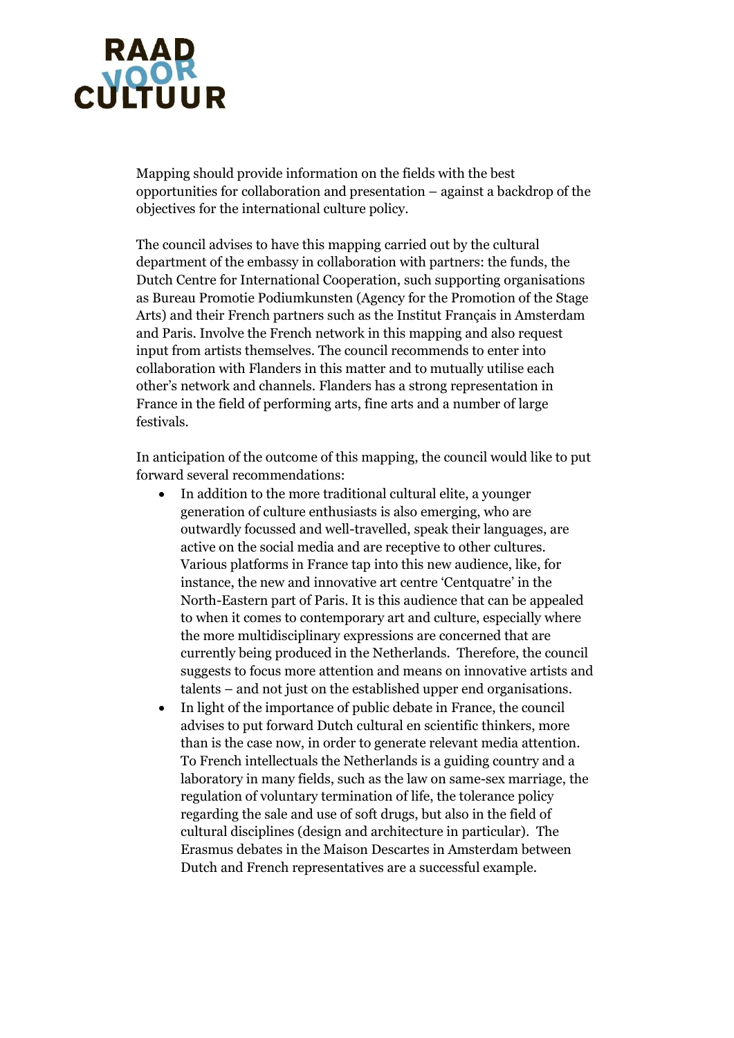Mapping should provide information on the fields with the best opportunities for collaboration and presentation – against a backdrop of the objectives for the international culture policy.

The council advises to have this mapping carried out by the cultural department of the embassy in collaboration with partners: the funds, the Dutch Centre for International Cooperation, such supporting organisations as Bureau Promotie Podiumkunsten (Agency for the Promotion of the Stage Arts) and their French partners such as the Institut Français in Amsterdam and Paris. Involve the French network in this mapping and also request input from artists themselves. The council recommends to enter into collaboration with Flanders in this matter and to mutually utilise each other's network and channels. Flanders has a strong representation in France in the field of performing arts, fine arts and a number of large festivals.

In anticipation of the outcome of this mapping, the council would like to put forward several recommendations:

- In addition to the more traditional cultural elite, a younger generation of culture enthusiasts is also emerging, who are outwardly focussed and well-travelled, speak their languages, are active on the social media and are receptive to other cultures. Various platforms in France tap into this new audience, like, for instance, the new and innovative art centre 'Centquatre' in the North-Eastern part of Paris. It is this audience that can be appealed to when it comes to contemporary art and culture, especially where the more multidisciplinary expressions are concerned that are currently being produced in the Netherlands. Therefore, the council suggests to focus more attention and means on innovative artists and talents – and not just on the established upper end organisations.
- In light of the importance of public debate in France, the council advises to put forward Dutch cultural en scientific thinkers, more than is the case now, in order to generate relevant media attention. To French intellectuals the Netherlands is a guiding country and a laboratory in many fields, such as the law on same-sex marriage, the regulation of voluntary termination of life, the tolerance policy regarding the sale and use of soft drugs, but also in the field of cultural disciplines (design and architecture in particular). The Erasmus debates in the Maison Descartes in Amsterdam between Dutch and French representatives are a successful example.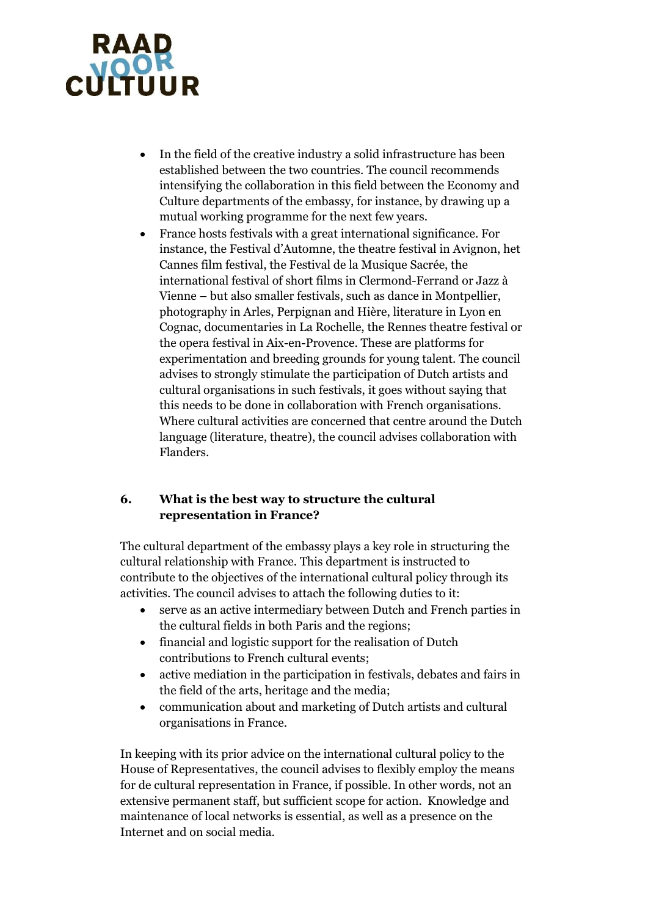- In the field of the creative industry a solid infrastructure has been established between the two countries. The council recommends intensifying the collaboration in this field between the Economy and Culture departments of the embassy, for instance, by drawing up a mutual working programme for the next few years.
- France hosts festivals with a great international significance. For instance, the Festival d'Automne, the theatre festival in Avignon, het Cannes film festival, the Festival de la Musique Sacrée, the international festival of short films in Clermond-Ferrand or Jazz à Vienne – but also smaller festivals, such as dance in Montpellier, photography in Arles, Perpignan and Hière, literature in Lyon en Cognac, documentaries in La Rochelle, the Rennes theatre festival or the opera festival in Aix-en-Provence. These are platforms for experimentation and breeding grounds for young talent. The council advises to strongly stimulate the participation of Dutch artists and cultural organisations in such festivals, it goes without saying that this needs to be done in collaboration with French organisations. Where cultural activities are concerned that centre around the Dutch language (literature, theatre), the council advises collaboration with Flanders.

## 6. What is the best way to structure the cultural representation in France?

The cultural department of the embassy plays a key role in structuring the cultural relationship with France. This department is instructed to contribute to the objectives of the international cultural policy through its activities. The council advises to attach the following duties to it:

- serve as an active intermediary between Dutch and French parties in the cultural fields in both Paris and the regions;
- financial and logistic support for the realisation of Dutch contributions to French cultural events;
- active mediation in the participation in festivals, debates and fairs in the field of the arts, heritage and the media;
- communication about and marketing of Dutch artists and cultural organisations in France.

In keeping with its prior advice on the international cultural policy to the House of Representatives, the council advises to flexibly employ the means for de cultural representation in France, if possible. In other words, not an extensive permanent staff, but sufficient scope for action. Knowledge and maintenance of local networks is essential, as well as a presence on the Internet and on social media.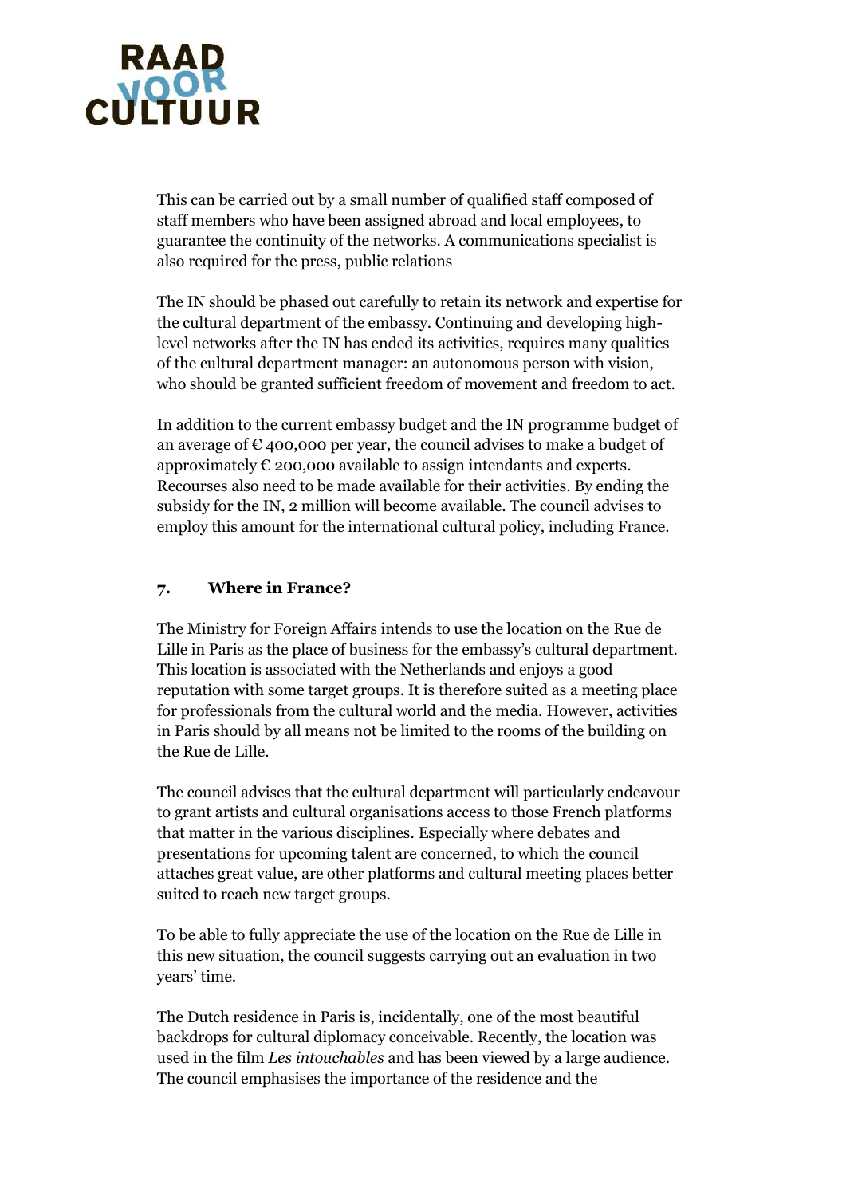This can be carried out by a small number of qualified staff composed of staff members who have been assigned abroad and local employees, to guarantee the continuity of the networks. A communications specialist is also required for the press, public relations

The IN should be phased out carefully to retain its network and expertise for the cultural department of the embassy. Continuing and developing high-level networks after the IN has ended its activities, requires many qualities of the cultural department manager: an autonomous person with vision, who should be granted sufficient freedom of movement and freedom to act.

In addition to the current embassy budget and the IN programme budget of an average of € 400,000 per year, the council advises to make a budget of approximately € 200,000 available to assign intendants and experts. Recourses also need to be made available for their activities. By ending the subsidy for the IN, 2 million will become available. The council advises to employ this amount for the international cultural policy, including France.

## 7. Where in France?

The Ministry for Foreign Affairs intends to use the location on the Rue de Lille in Paris as the place of business for the embassy's cultural department. This location is associated with the Netherlands and enjoys a good reputation with some target groups. It is therefore suited as a meeting place for professionals from the cultural world and the media. However, activities in Paris should by all means not be limited to the rooms of the building on the Rue de Lille.

The council advises that the cultural department will particularly endeavour to grant artists and cultural organisations access to those French platforms that matter in the various disciplines. Especially where debates and presentations for upcoming talent are concerned, to which the council attaches great value, are other platforms and cultural meeting places better suited to reach new target groups.

To be able to fully appreciate the use of the location on the Rue de Lille in this new situation, the council suggests carrying out an evaluation in two years' time.

The Dutch residence in Paris is, incidentally, one of the most beautiful backdrops for cultural diplomacy conceivable. Recently, the location was used in the film *Les intouchables* and has been viewed by a large audience. The council emphasises the importance of the residence and the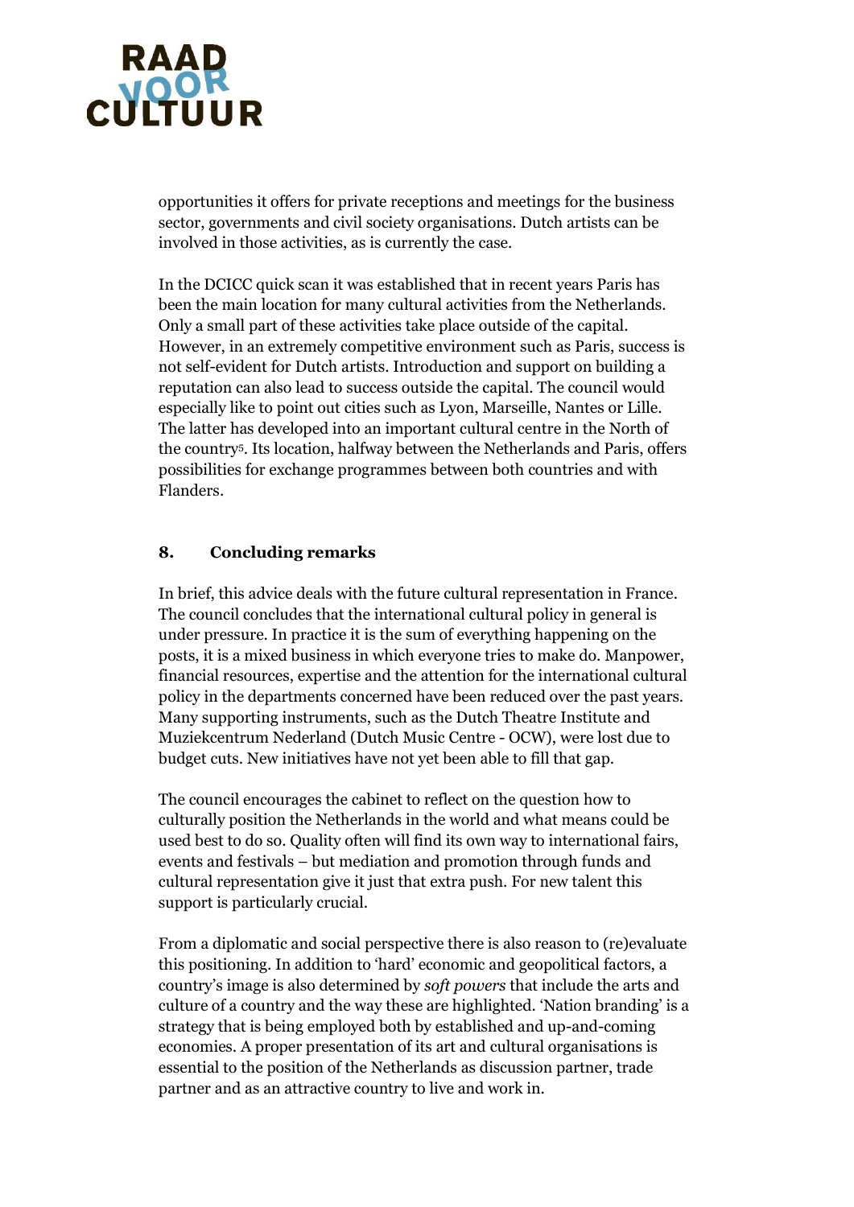opportunities it offers for private receptions and meetings for the business sector, governments and civil society organisations. Dutch artists can be involved in those activities, as is currently the case.

In the DCICC quick scan it was established that in recent years Paris has been the main location for many cultural activities from the Netherlands. Only a small part of these activities take place outside of the capital. However, in an extremely competitive environment such as Paris, success is not self-evident for Dutch artists. Introduction and support on building a reputation can also lead to success outside the capital. The council would especially like to point out cities such as Lyon, Marseille, Nantes or Lille. The latter has developed into an important cultural centre in the North of the country[5]. Its location, halfway between the Netherlands and Paris, offers possibilities for exchange programmes between both countries and with Flanders.

## 8. Concluding remarks

In brief, this advice deals with the future cultural representation in France. The council concludes that the international cultural policy in general is under pressure. In practice it is the sum of everything happening on the posts, it is a mixed business in which everyone tries to make do. Manpower, financial resources, expertise and the attention for the international cultural policy in the departments concerned have been reduced over the past years. Many supporting instruments, such as the Dutch Theatre Institute and Muziekcentrum Nederland (Dutch Music Centre - OCW), were lost due to budget cuts. New initiatives have not yet been able to fill that gap.

The council encourages the cabinet to reflect on the question how to culturally position the Netherlands in the world and what means could be used best to do so. Quality often will find its own way to international fairs, events and festivals – but mediation and promotion through funds and cultural representation give it just that extra push. For new talent this support is particularly crucial.

From a diplomatic and social perspective there is also reason to (re)evaluate this positioning. In addition to 'hard' economic and geopolitical factors, a country's image is also determined by *soft powers* that include the arts and culture of a country and the way these are highlighted. 'Nation branding' is a strategy that is being employed both by established and up-and-coming economies. A proper presentation of its art and cultural organisations is essential to the position of the Netherlands as discussion partner, trade partner and as an attractive country to live and work in.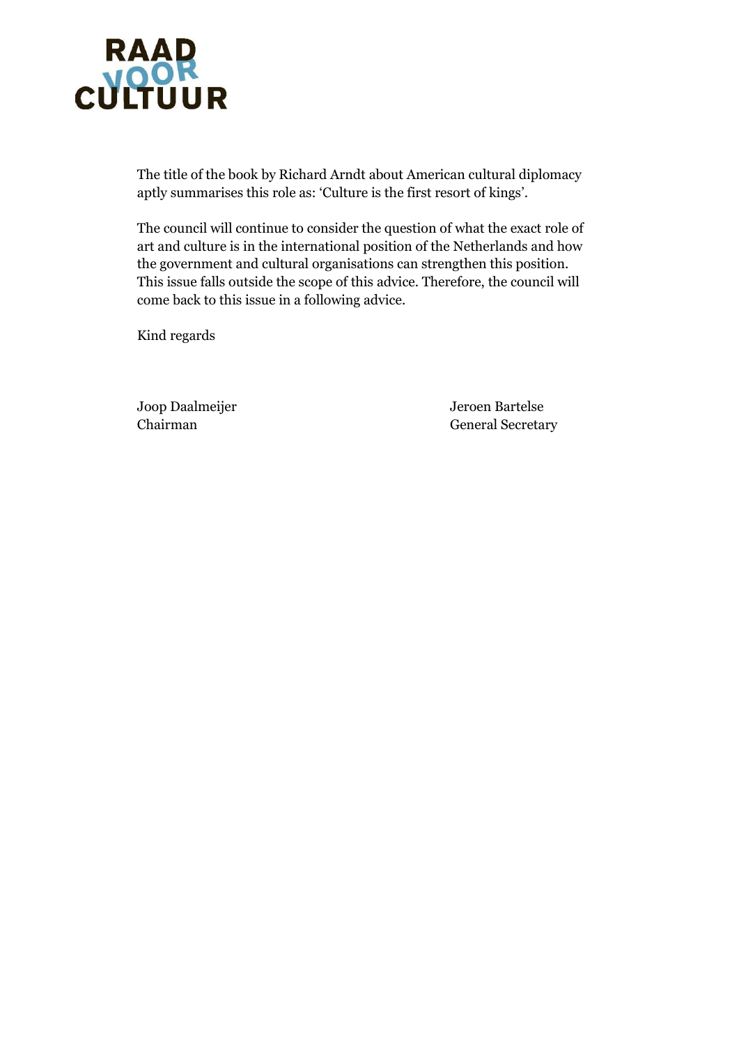The title of the book by Richard Arndt about American cultural diplomacy aptly summarises this role as: 'Culture is the first resort of kings'.

The council will continue to consider the question of what the exact role of art and culture is in the international position of the Netherlands and how the government and cultural organisations can strengthen this position. This issue falls outside the scope of this advice. Therefore, the council will come back to this issue in a following advice.

Kind regards

Joop Daalmeijer
Chairman

Jeroen Bartelse
General Secretary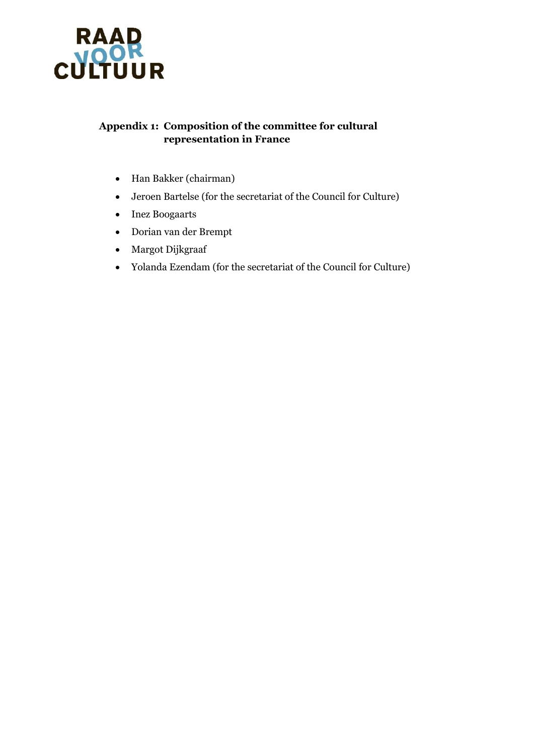# Appendix 1: Composition of the committee for cultural representation in France

- Han Bakker (chairman)
- Jeroen Bartelse (for the secretariat of the Council for Culture)
- Inez Boogaarts
- Dorian van der Brempt
- Margot Dijkgraaf
- Yolanda Ezendam (for the secretariat of the Council for Culture)